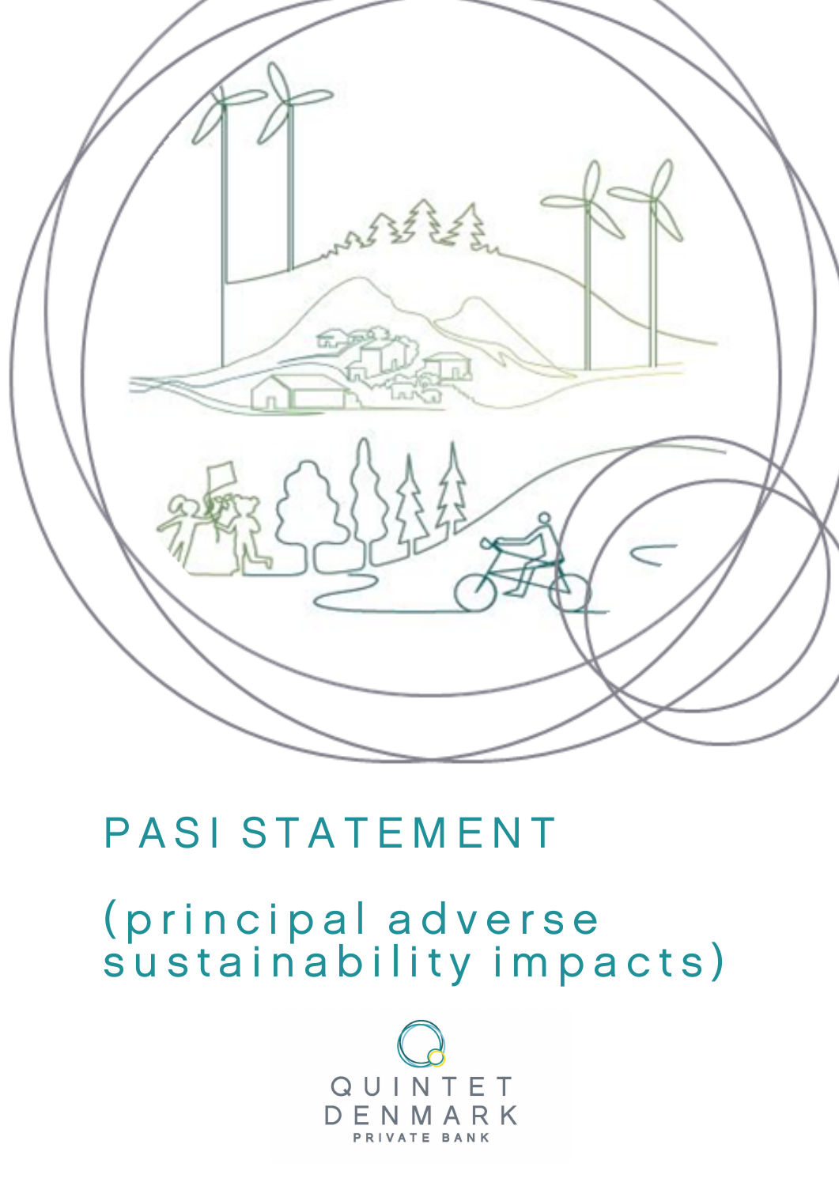# PASI STATEMENT

## (principal adverse sustainability impacts)

QUINTET
DENMARK
PRIVATE BANK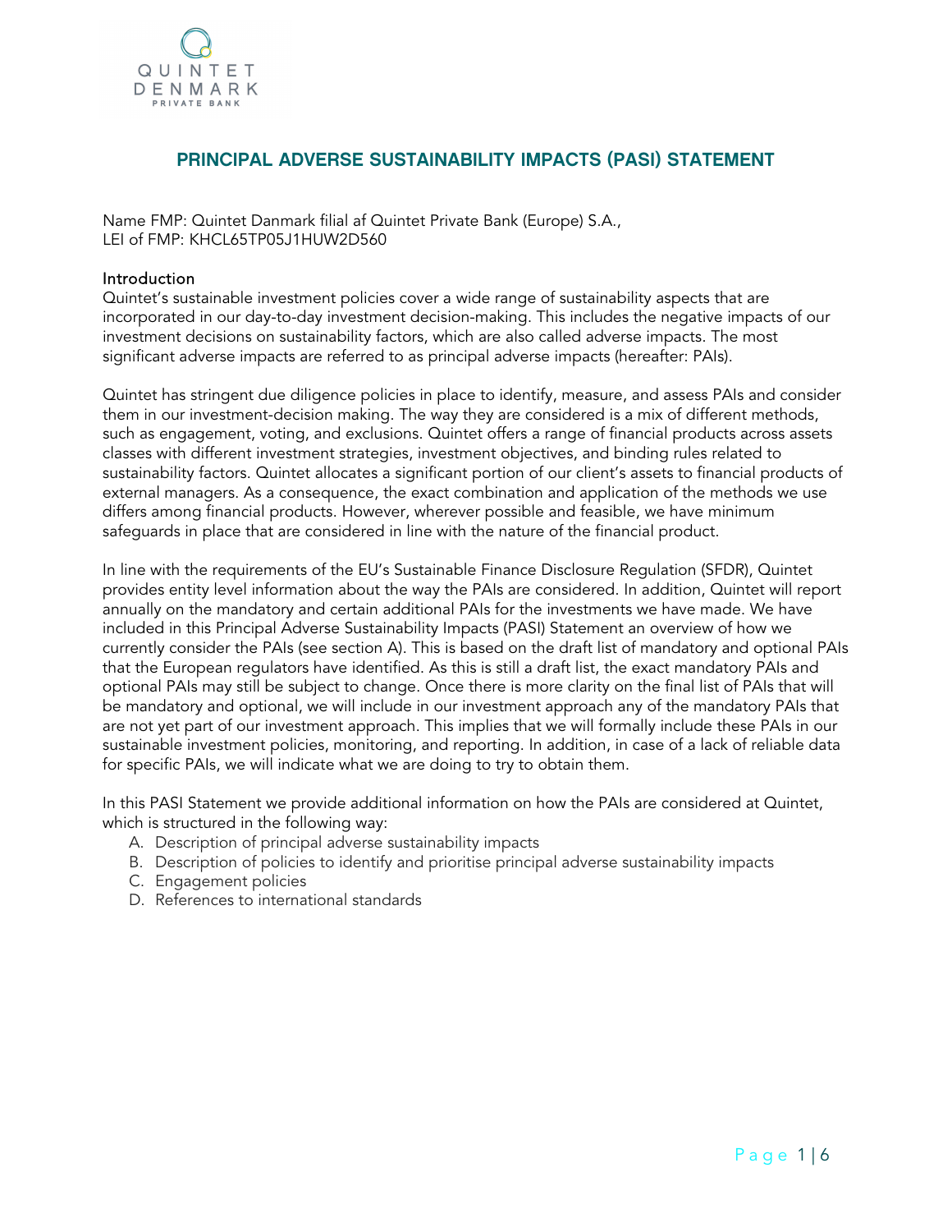## PRINCIPAL ADVERSE SUSTAINABILITY IMPACTS (PASI) STATEMENT

Name FMP: Quintet Danmark filial af Quintet Private Bank (Europe) S.A.,
LEI of FMP: KHCL65TP05J1HUW2D560

### Introduction

Quintet's sustainable investment policies cover a wide range of sustainability aspects that are incorporated in our day-to-day investment decision-making. This includes the negative impacts of our investment decisions on sustainability factors, which are also called adverse impacts. The most significant adverse impacts are referred to as principal adverse impacts (hereafter: PAIs).

Quintet has stringent due diligence policies in place to identify, measure, and assess PAIs and consider them in our investment-decision making. The way they are considered is a mix of different methods, such as engagement, voting, and exclusions. Quintet offers a range of financial products across assets classes with different investment strategies, investment objectives, and binding rules related to sustainability factors. Quintet allocates a significant portion of our client's assets to financial products of external managers. As a consequence, the exact combination and application of the methods we use differs among financial products. However, wherever possible and feasible, we have minimum safeguards in place that are considered in line with the nature of the financial product.

In line with the requirements of the EU's Sustainable Finance Disclosure Regulation (SFDR), Quintet provides entity level information about the way the PAIs are considered. In addition, Quintet will report annually on the mandatory and certain additional PAIs for the investments we have made. We have included in this Principal Adverse Sustainability Impacts (PASI) Statement an overview of how we currently consider the PAIs (see section A). This is based on the draft list of mandatory and optional PAIs that the European regulators have identified. As this is still a draft list, the exact mandatory PAIs and optional PAIs may still be subject to change. Once there is more clarity on the final list of PAIs that will be mandatory and optional, we will include in our investment approach any of the mandatory PAIs that are not yet part of our investment approach. This implies that we will formally include these PAIs in our sustainable investment policies, monitoring, and reporting. In addition, in case of a lack of reliable data for specific PAIs, we will indicate what we are doing to try to obtain them.

In this PASI Statement we provide additional information on how the PAIs are considered at Quintet, which is structured in the following way:

A. Description of principal adverse sustainability impacts
B. Description of policies to identify and prioritise principal adverse sustainability impacts
C. Engagement policies
D. References to international standards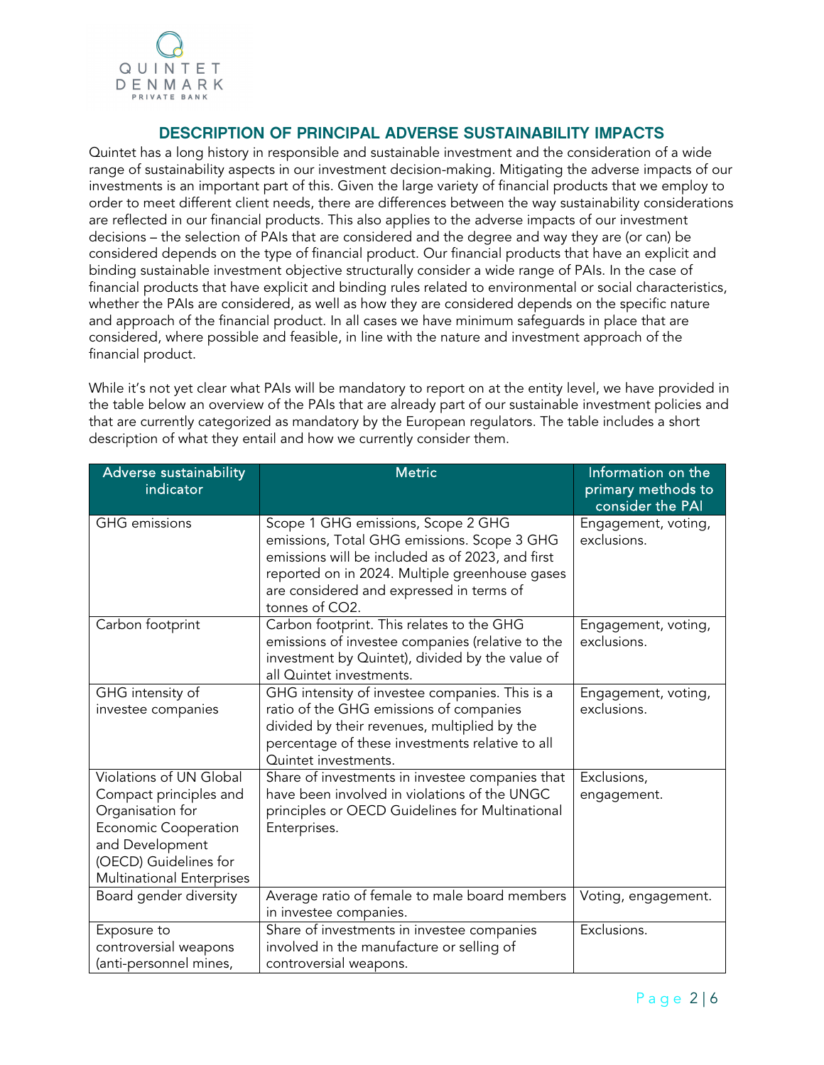## DESCRIPTION OF PRINCIPAL ADVERSE SUSTAINABILITY IMPACTS

Quintet has a long history in responsible and sustainable investment and the consideration of a wide range of sustainability aspects in our investment decision-making. Mitigating the adverse impacts of our investments is an important part of this. Given the large variety of financial products that we employ to order to meet different client needs, there are differences between the way sustainability considerations are reflected in our financial products. This also applies to the adverse impacts of our investment decisions – the selection of PAIs that are considered and the degree and way they are (or can) be considered depends on the type of financial product. Our financial products that have an explicit and binding sustainable investment objective structurally consider a wide range of PAIs. In the case of financial products that have explicit and binding rules related to environmental or social characteristics, whether the PAIs are considered, as well as how they are considered depends on the specific nature and approach of the financial product. In all cases we have minimum safeguards in place that are considered, where possible and feasible, in line with the nature and investment approach of the financial product.

While it's not yet clear what PAIs will be mandatory to report on at the entity level, we have provided in the table below an overview of the PAIs that are already part of our sustainable investment policies and that are currently categorized as mandatory by the European regulators. The table includes a short description of what they entail and how we currently consider them.

| Adverse sustainability indicator | Metric | Information on the primary methods to consider the PAI |
| --- | --- | --- |
| GHG emissions | Scope 1 GHG emissions, Scope 2 GHG emissions, Total GHG emissions. Scope 3 GHG emissions will be included as of 2023, and first reported on in 2024. Multiple greenhouse gases are considered and expressed in terms of tonnes of $CO_2$. | Engagement, voting, exclusions. |
| Carbon footprint | Carbon footprint. This relates to the GHG emissions of investee companies (relative to the investment by Quintet), divided by the value of all Quintet investments. | Engagement, voting, exclusions. |
| GHG intensity of investee companies | GHG intensity of investee companies. This is a ratio of the GHG emissions of companies divided by their revenues, multiplied by the percentage of these investments relative to all Quintet investments. | Engagement, voting, exclusions. |
| Violations of UN Global Compact principles and Organisation for Economic Cooperation and Development (OECD) Guidelines for Multinational Enterprises | Share of investments in investee companies that have been involved in violations of the UNGC principles or OECD Guidelines for Multinational Enterprises. | Exclusions, engagement. |
| Board gender diversity | Average ratio of female to male board members in investee companies. | Voting, engagement. |
| Exposure to controversial weapons (anti-personnel mines, | Share of investments in investee companies involved in the manufacture or selling of controversial weapons. | Exclusions. |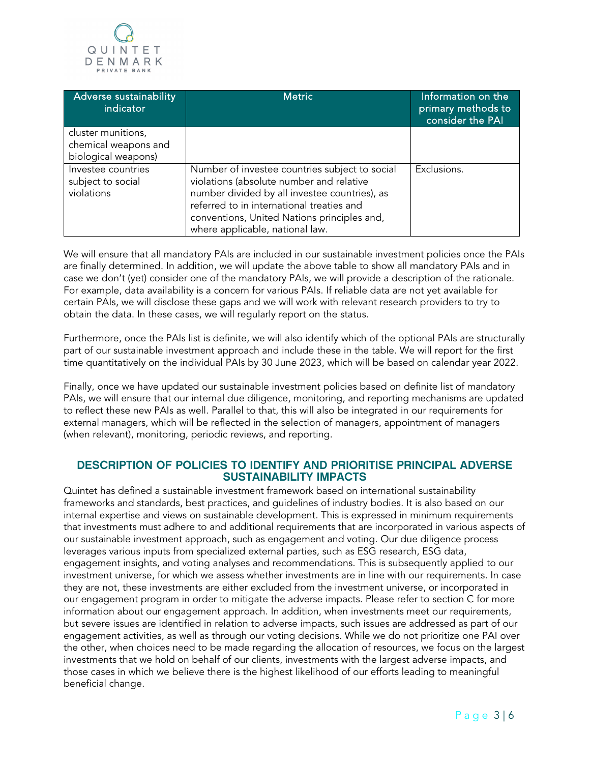| Adverse sustainability indicator | Metric | Information on the primary methods to consider the PAI |
| --- | --- | --- |
| cluster munitions, chemical weapons and biological weapons) | | |
| Investee countries subject to social violations | Number of investee countries subject to social violations (absolute number and relative number divided by all investee countries), as referred to in international treaties and conventions, United Nations principles and, where applicable, national law. | Exclusions. |

We will ensure that all mandatory PAIs are included in our sustainable investment policies once the PAIs are finally determined. In addition, we will update the above table to show all mandatory PAIs and in case we don't (yet) consider one of the mandatory PAIs, we will provide a description of the rationale. For example, data availability is a concern for various PAIs. If reliable data are not yet available for certain PAIs, we will disclose these gaps and we will work with relevant research providers to try to obtain the data. In these cases, we will regularly report on the status.

Furthermore, once the PAIs list is definite, we will also identify which of the optional PAIs are structurally part of our sustainable investment approach and include these in the table. We will report for the first time quantitatively on the individual PAIs by 30 June 2023, which will be based on calendar year 2022.

Finally, once we have updated our sustainable investment policies based on definite list of mandatory PAIs, we will ensure that our internal due diligence, monitoring, and reporting mechanisms are updated to reflect these new PAIs as well. Parallel to that, this will also be integrated in our requirements for external managers, which will be reflected in the selection of managers, appointment of managers (when relevant), monitoring, periodic reviews, and reporting.

## DESCRIPTION OF POLICIES TO IDENTIFY AND PRIORITISE PRINCIPAL ADVERSE SUSTAINABILITY IMPACTS

Quintet has defined a sustainable investment framework based on international sustainability frameworks and standards, best practices, and guidelines of industry bodies. It is also based on our internal expertise and views on sustainable development. This is expressed in minimum requirements that investments must adhere to and additional requirements that are incorporated in various aspects of our sustainable investment approach, such as engagement and voting. Our due diligence process leverages various inputs from specialized external parties, such as ESG research, ESG data, engagement insights, and voting analyses and recommendations. This is subsequently applied to our investment universe, for which we assess whether investments are in line with our requirements. In case they are not, these investments are either excluded from the investment universe, or incorporated in our engagement program in order to mitigate the adverse impacts. Please refer to section C for more information about our engagement approach. In addition, when investments meet our requirements, but severe issues are identified in relation to adverse impacts, such issues are addressed as part of our engagement activities, as well as through our voting decisions. While we do not prioritize one PAI over the other, when choices need to be made regarding the allocation of resources, we focus on the largest investments that we hold on behalf of our clients, investments with the largest adverse impacts, and those cases in which we believe there is the highest likelihood of our efforts leading to meaningful beneficial change.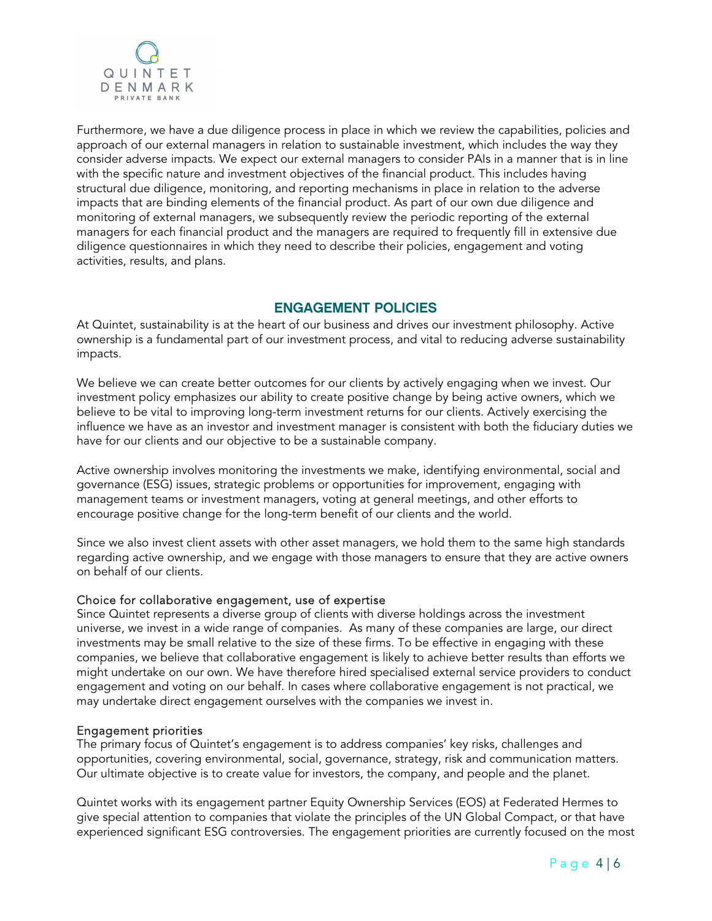Furthermore, we have a due diligence process in place in which we review the capabilities, policies and approach of our external managers in relation to sustainable investment, which includes the way they consider adverse impacts. We expect our external managers to consider PAIs in a manner that is in line with the specific nature and investment objectives of the financial product. This includes having structural due diligence, monitoring, and reporting mechanisms in place in relation to the adverse impacts that are binding elements of the financial product. As part of our own due diligence and monitoring of external managers, we subsequently review the periodic reporting of the external managers for each financial product and the managers are required to frequently fill in extensive due diligence questionnaires in which they need to describe their policies, engagement and voting activities, results, and plans.

## ENGAGEMENT POLICIES

At Quintet, sustainability is at the heart of our business and drives our investment philosophy. Active ownership is a fundamental part of our investment process, and vital to reducing adverse sustainability impacts.

We believe we can create better outcomes for our clients by actively engaging when we invest. Our investment policy emphasizes our ability to create positive change by being active owners, which we believe to be vital to improving long-term investment returns for our clients. Actively exercising the influence we have as an investor and investment manager is consistent with both the fiduciary duties we have for our clients and our objective to be a sustainable company.

Active ownership involves monitoring the investments we make, identifying environmental, social and governance (ESG) issues, strategic problems or opportunities for improvement, engaging with management teams or investment managers, voting at general meetings, and other efforts to encourage positive change for the long-term benefit of our clients and the world.

Since we also invest client assets with other asset managers, we hold them to the same high standards regarding active ownership, and we engage with those managers to ensure that they are active owners on behalf of our clients.

### Choice for collaborative engagement, use of expertise

Since Quintet represents a diverse group of clients with diverse holdings across the investment universe, we invest in a wide range of companies. As many of these companies are large, our direct investments may be small relative to the size of these firms. To be effective in engaging with these companies, we believe that collaborative engagement is likely to achieve better results than efforts we might undertake on our own. We have therefore hired specialised external service providers to conduct engagement and voting on our behalf. In cases where collaborative engagement is not practical, we may undertake direct engagement ourselves with the companies we invest in.

### Engagement priorities

The primary focus of Quintet's engagement is to address companies' key risks, challenges and opportunities, covering environmental, social, governance, strategy, risk and communication matters. Our ultimate objective is to create value for investors, the company, and people and the planet.

Quintet works with its engagement partner Equity Ownership Services (EOS) at Federated Hermes to give special attention to companies that violate the principles of the UN Global Compact, or that have experienced significant ESG controversies. The engagement priorities are currently focused on the most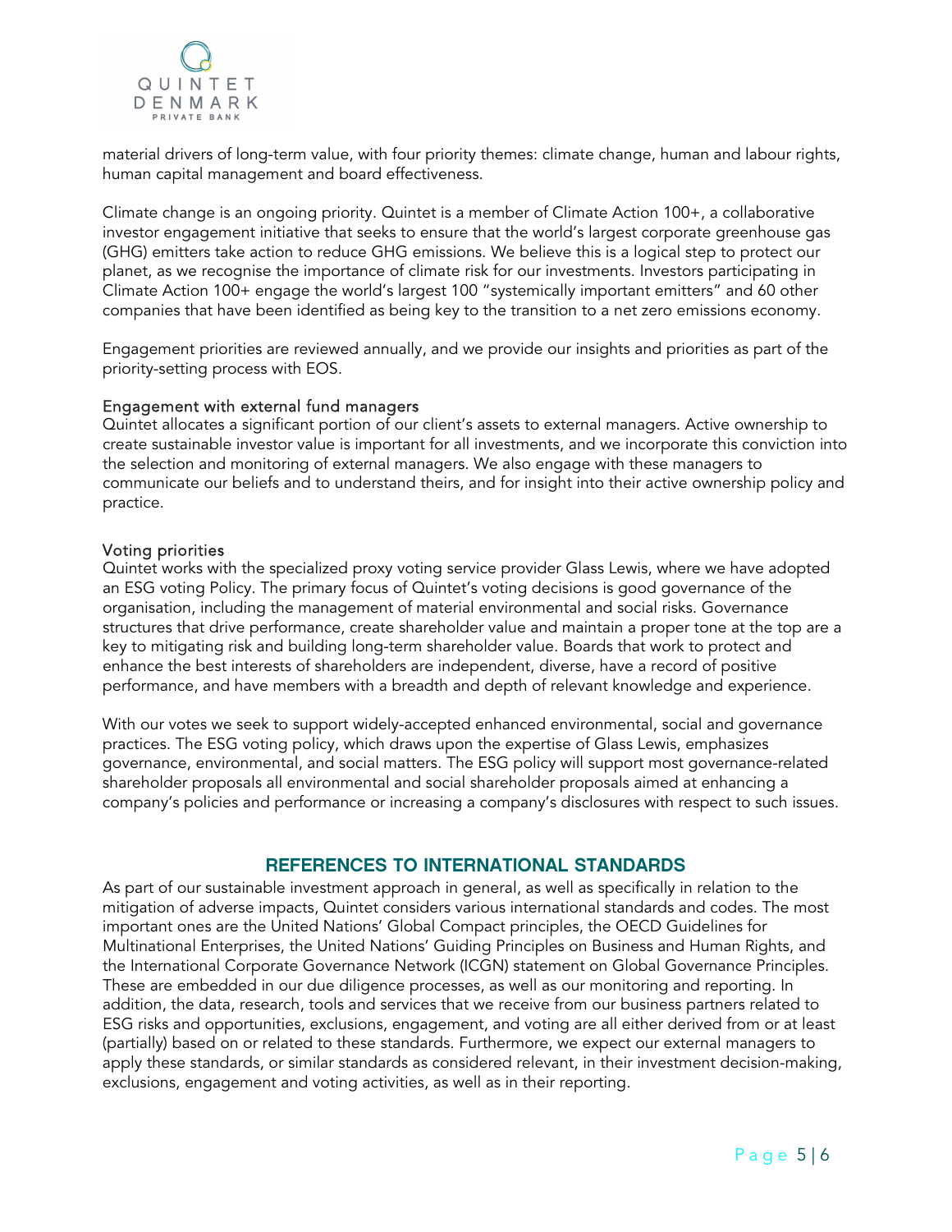material drivers of long-term value, with four priority themes: climate change, human and labour rights, human capital management and board effectiveness.

Climate change is an ongoing priority. Quintet is a member of Climate Action 100+, a collaborative investor engagement initiative that seeks to ensure that the world's largest corporate greenhouse gas (GHG) emitters take action to reduce GHG emissions. We believe this is a logical step to protect our planet, as we recognise the importance of climate risk for our investments. Investors participating in Climate Action 100+ engage the world's largest 100 "systemically important emitters" and 60 other companies that have been identified as being key to the transition to a net zero emissions economy.

Engagement priorities are reviewed annually, and we provide our insights and priorities as part of the priority-setting process with EOS.

### Engagement with external fund managers

Quintet allocates a significant portion of our client's assets to external managers. Active ownership to create sustainable investor value is important for all investments, and we incorporate this conviction into the selection and monitoring of external managers. We also engage with these managers to communicate our beliefs and to understand theirs, and for insight into their active ownership policy and practice.

### Voting priorities

Quintet works with the specialized proxy voting service provider Glass Lewis, where we have adopted an ESG voting Policy. The primary focus of Quintet's voting decisions is good governance of the organisation, including the management of material environmental and social risks. Governance structures that drive performance, create shareholder value and maintain a proper tone at the top are a key to mitigating risk and building long-term shareholder value. Boards that work to protect and enhance the best interests of shareholders are independent, diverse, have a record of positive performance, and have members with a breadth and depth of relevant knowledge and experience.

With our votes we seek to support widely-accepted enhanced environmental, social and governance practices. The ESG voting policy, which draws upon the expertise of Glass Lewis, emphasizes governance, environmental, and social matters. The ESG policy will support most governance-related shareholder proposals all environmental and social shareholder proposals aimed at enhancing a company's policies and performance or increasing a company's disclosures with respect to such issues.

## REFERENCES TO INTERNATIONAL STANDARDS

As part of our sustainable investment approach in general, as well as specifically in relation to the mitigation of adverse impacts, Quintet considers various international standards and codes. The most important ones are the United Nations' Global Compact principles, the OECD Guidelines for Multinational Enterprises, the United Nations' Guiding Principles on Business and Human Rights, and the International Corporate Governance Network (ICGN) statement on Global Governance Principles. These are embedded in our due diligence processes, as well as our monitoring and reporting. In addition, the data, research, tools and services that we receive from our business partners related to ESG risks and opportunities, exclusions, engagement, and voting are all either derived from or at least (partially) based on or related to these standards. Furthermore, we expect our external managers to apply these standards, or similar standards as considered relevant, in their investment decision-making, exclusions, engagement and voting activities, as well as in their reporting.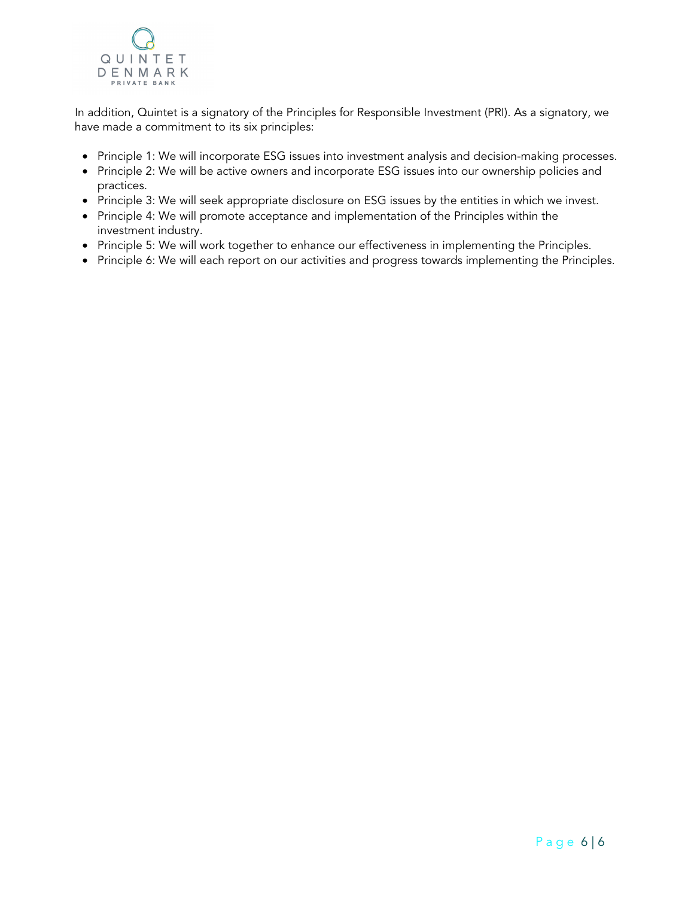In addition, Quintet is a signatory of the Principles for Responsible Investment (PRI). As a signatory, we have made a commitment to its six principles:

- Principle 1: We will incorporate ESG issues into investment analysis and decision-making processes.
- Principle 2: We will be active owners and incorporate ESG issues into our ownership policies and practices.
- Principle 3: We will seek appropriate disclosure on ESG issues by the entities in which we invest.
- Principle 4: We will promote acceptance and implementation of the Principles within the investment industry.
- Principle 5: We will work together to enhance our effectiveness in implementing the Principles.
- Principle 6: We will each report on our activities and progress towards implementing the Principles.